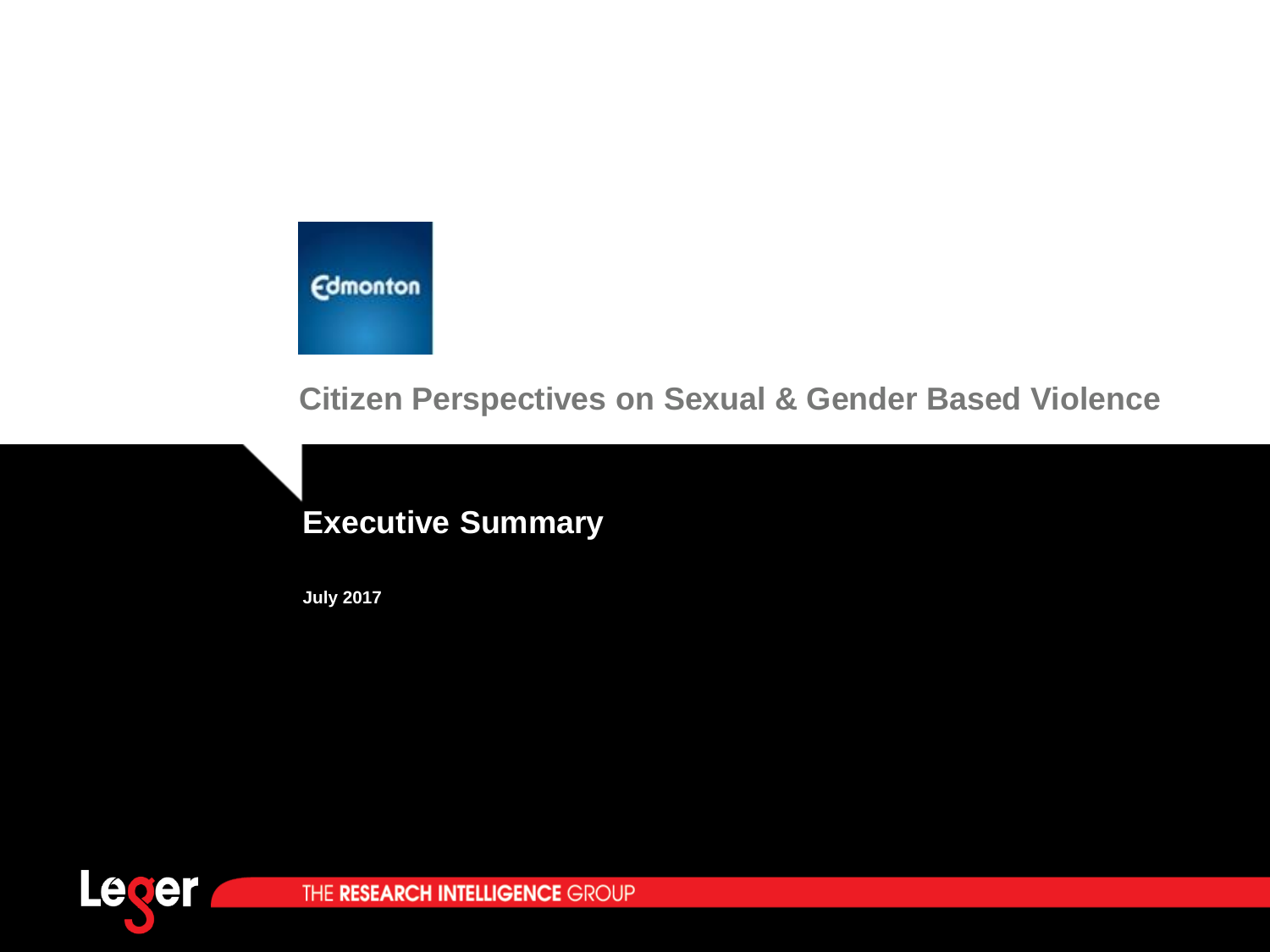Edmonton

# Citizen Perspectives on Sexual & Gender Based Violence

## Executive Summary

**July 2017**

Leger THE RESEARCH INTELLIGENCE GROUP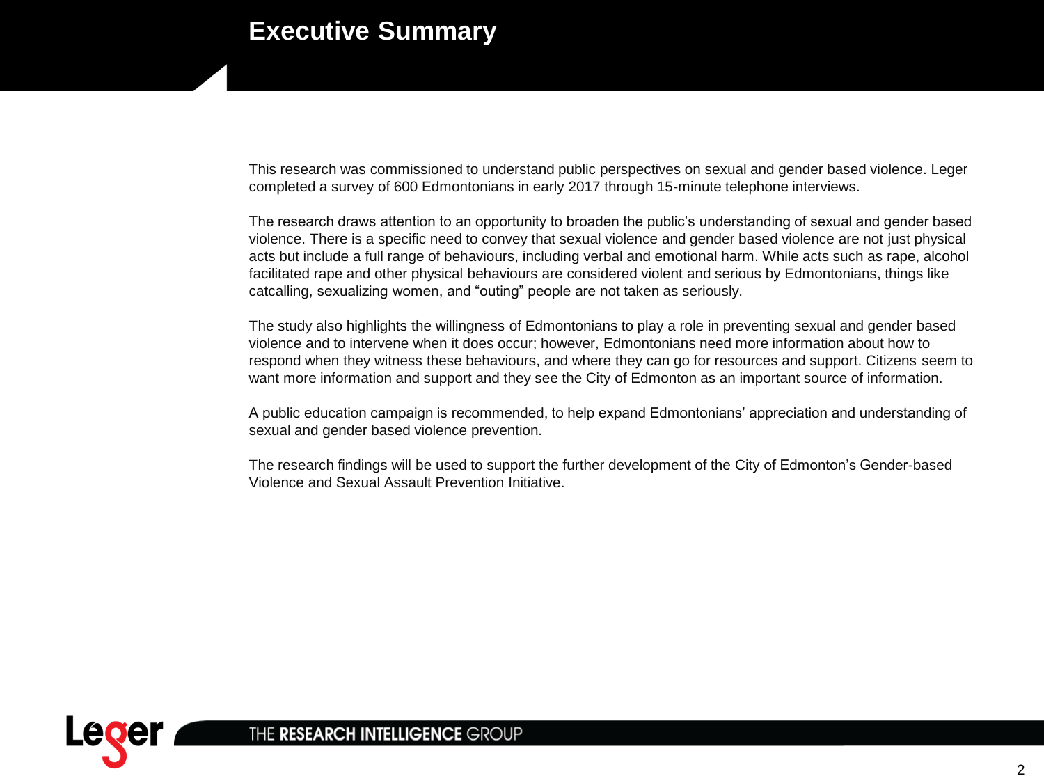# Executive Summary

This research was commissioned to understand public perspectives on sexual and gender based violence. Leger completed a survey of 600 Edmontonians in early 2017 through 15-minute telephone interviews.

The research draws attention to an opportunity to broaden the public's understanding of sexual and gender based violence. There is a specific need to convey that sexual violence and gender based violence are not just physical acts but include a full range of behaviours, including verbal and emotional harm. While acts such as rape, alcohol facilitated rape and other physical behaviours are considered violent and serious by Edmontonians, things like catcalling, sexualizing women, and "outing" people are not taken as seriously.

The study also highlights the willingness of Edmontonians to play a role in preventing sexual and gender based violence and to intervene when it does occur; however, Edmontonians need more information about how to respond when they witness these behaviours, and where they can go for resources and support. Citizens seem to want more information and support and they see the City of Edmonton as an important source of information.

A public education campaign is recommended, to help expand Edmontonians' appreciation and understanding of sexual and gender based violence prevention.

The research findings will be used to support the further development of the City of Edmonton's Gender-based Violence and Sexual Assault Prevention Initiative.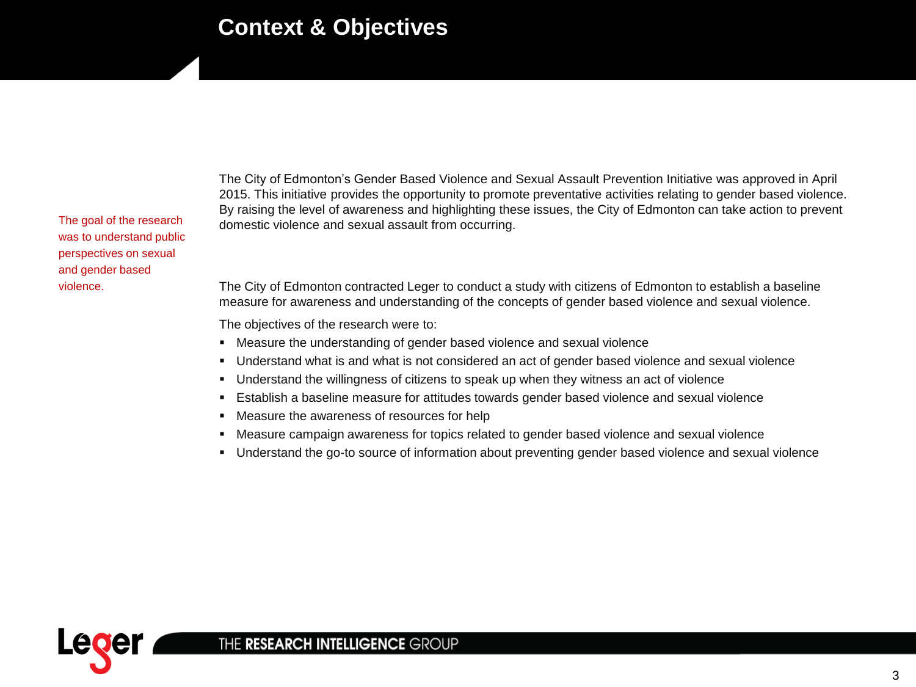# Context & Objectives

The goal of the research was to understand public perspectives on sexual and gender based violence.

The City of Edmonton's Gender Based Violence and Sexual Assault Prevention Initiative was approved in April 2015. This initiative provides the opportunity to promote preventative activities relating to gender based violence. By raising the level of awareness and highlighting these issues, the City of Edmonton can take action to prevent domestic violence and sexual assault from occurring.

The City of Edmonton contracted Leger to conduct a study with citizens of Edmonton to establish a baseline measure for awareness and understanding of the concepts of gender based violence and sexual violence.

The objectives of the research were to:

- Measure the understanding of gender based violence and sexual violence
- Understand what is and what is not considered an act of gender based violence and sexual violence
- Understand the willingness of citizens to speak up when they witness an act of violence
- Establish a baseline measure for attitudes towards gender based violence and sexual violence
- Measure the awareness of resources for help
- Measure campaign awareness for topics related to gender based violence and sexual violence
- Understand the go-to source of information about preventing gender based violence and sexual violence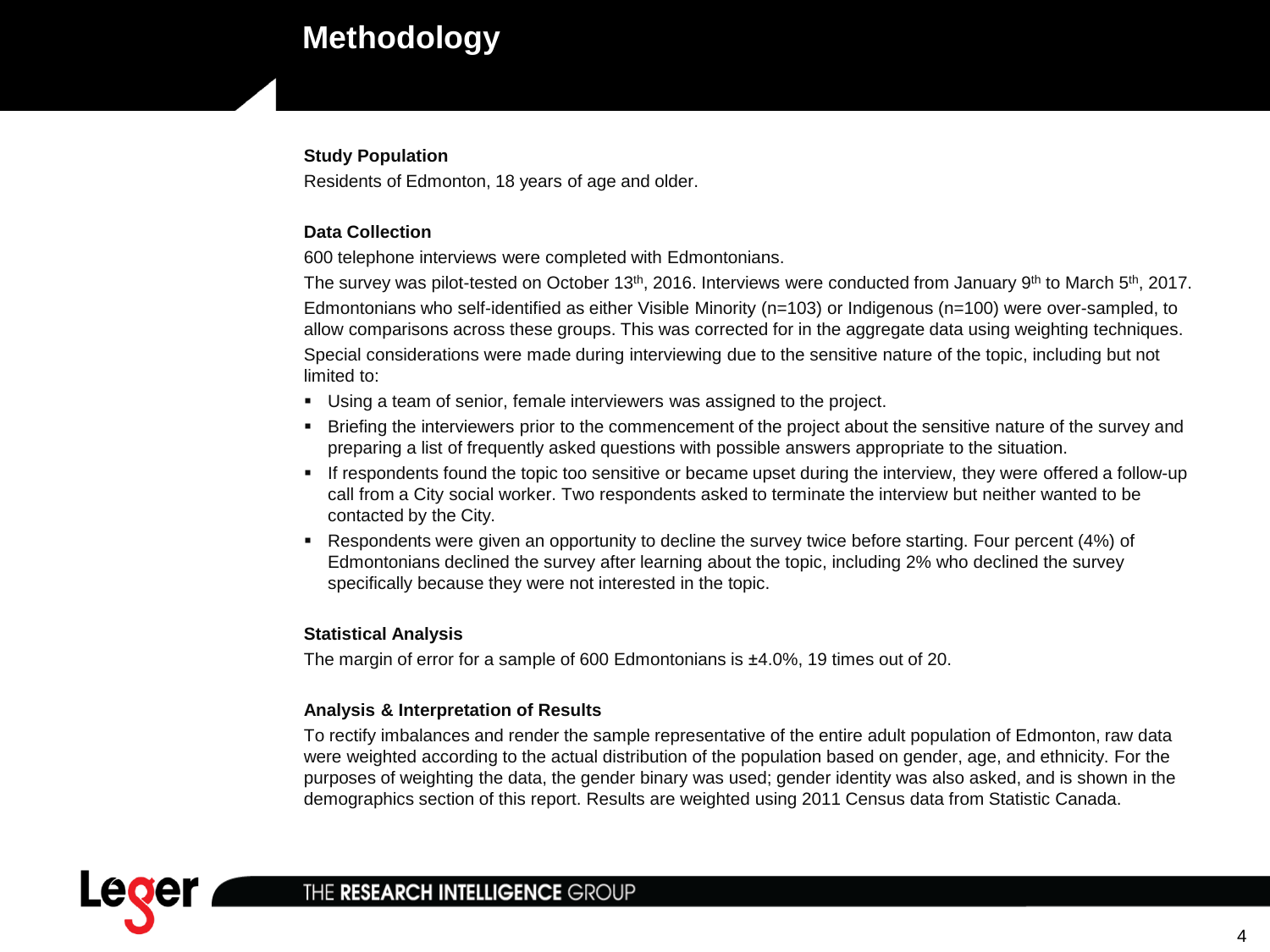# Methodology

**Study Population**

Residents of Edmonton, 18 years of age and older.

**Data Collection**

600 telephone interviews were completed with Edmontonians.

The survey was pilot-tested on October 13th, 2016. Interviews were conducted from January 9th to March 5th, 2017.

Edmontonians who self-identified as either Visible Minority (n=103) or Indigenous (n=100) were over-sampled, to allow comparisons across these groups. This was corrected for in the aggregate data using weighting techniques.

Special considerations were made during interviewing due to the sensitive nature of the topic, including but not limited to:

- Using a team of senior, female interviewers was assigned to the project.
- Briefing the interviewers prior to the commencement of the project about the sensitive nature of the survey and preparing a list of frequently asked questions with possible answers appropriate to the situation.
- If respondents found the topic too sensitive or became upset during the interview, they were offered a follow-up call from a City social worker. Two respondents asked to terminate the interview but neither wanted to be contacted by the City.
- Respondents were given an opportunity to decline the survey twice before starting. Four percent (4%) of Edmontonians declined the survey after learning about the topic, including 2% who declined the survey specifically because they were not interested in the topic.

**Statistical Analysis**

The margin of error for a sample of 600 Edmontonians is ±4.0%, 19 times out of 20.

**Analysis & Interpretation of Results**

To rectify imbalances and render the sample representative of the entire adult population of Edmonton, raw data were weighted according to the actual distribution of the population based on gender, age, and ethnicity. For the purposes of weighting the data, the gender binary was used; gender identity was also asked, and is shown in the demographics section of this report. Results are weighted using 2011 Census data from Statistic Canada.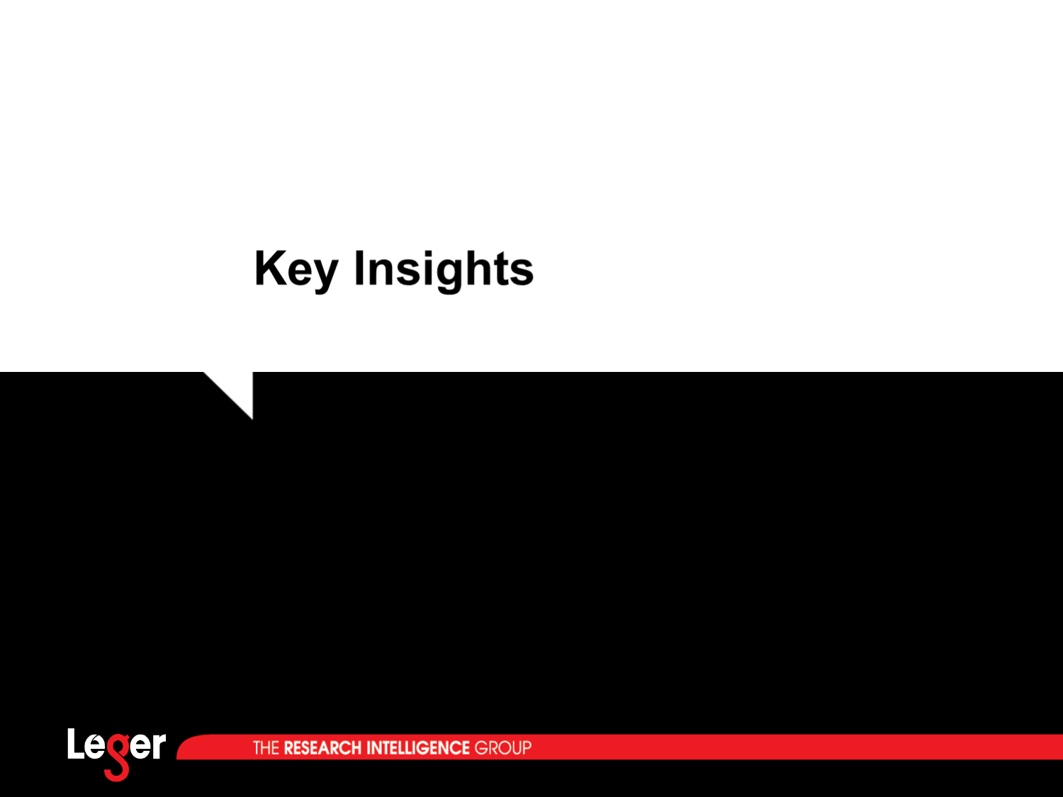# Key Insights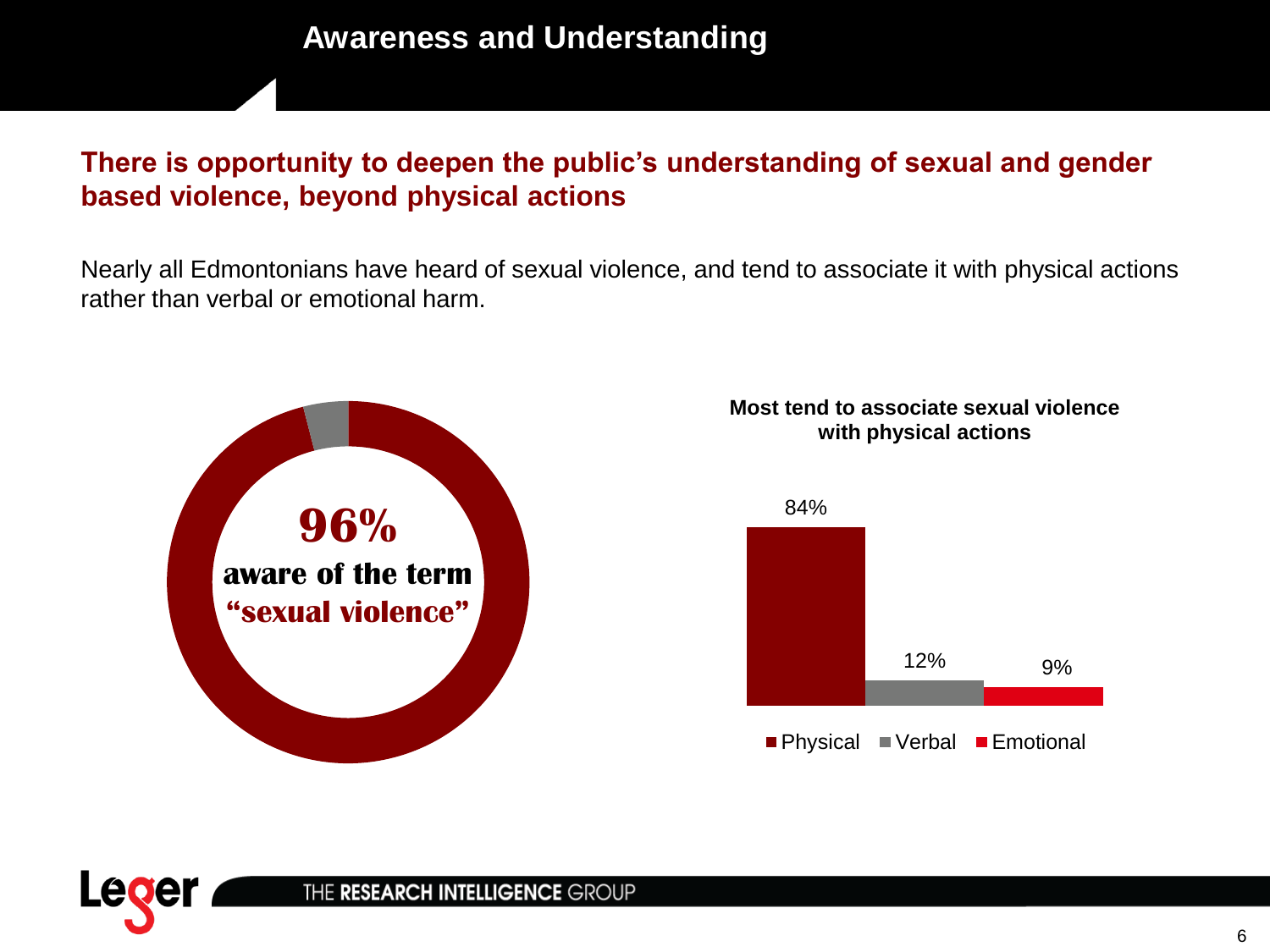# Awareness and Understanding

## There is opportunity to deepen the public's understanding of sexual and gender based violence, beyond physical actions

Nearly all Edmontonians have heard of sexual violence, and tend to associate it with physical actions rather than verbal or emotional harm.

**96%**
**aware of the term "sexual violence"**

**Most tend to associate sexual violence with physical actions**

| Physical | Verbal | Emotional |
| --- | --- | --- |
| 84% | 12% | 9% |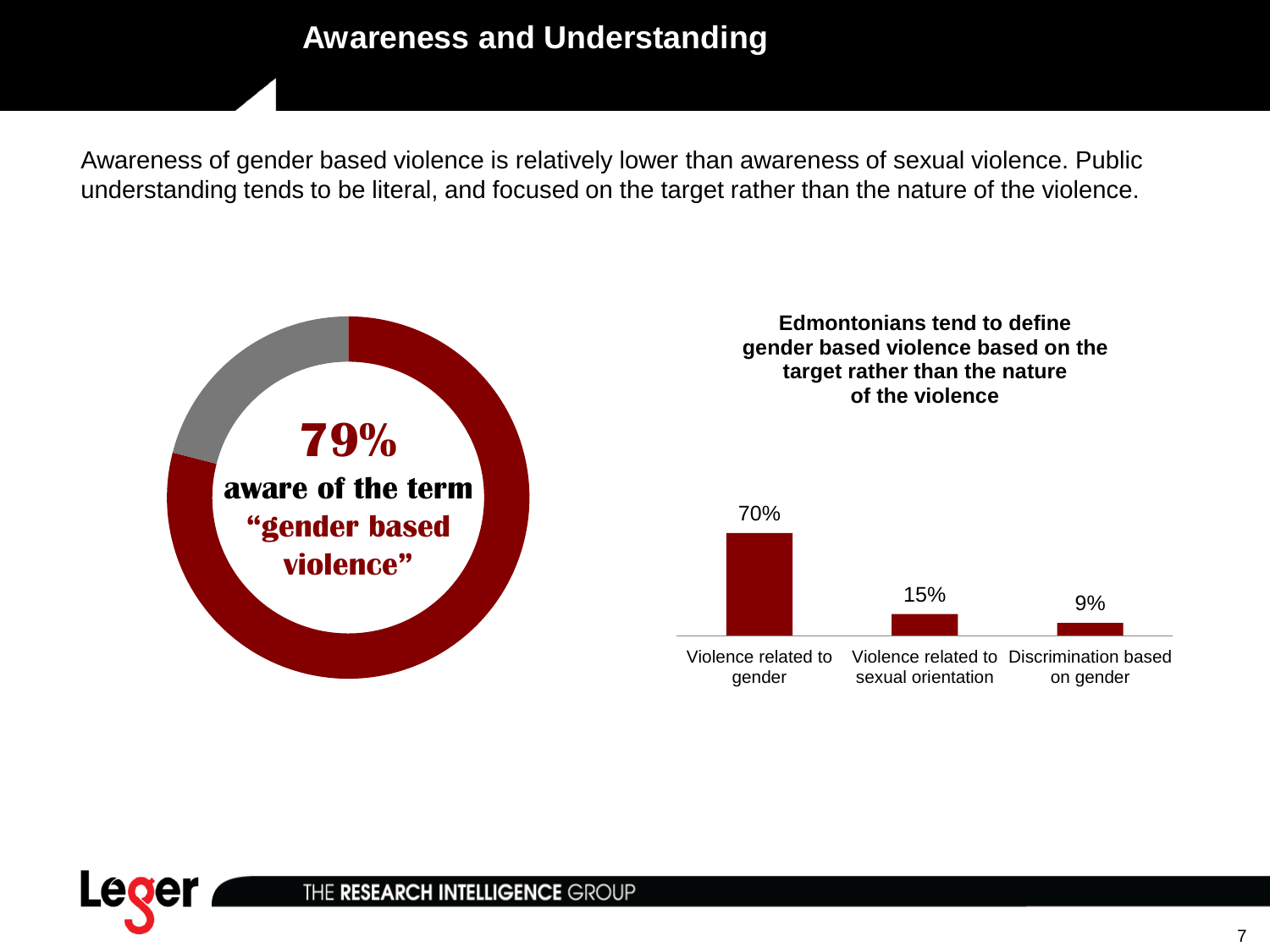# Awareness and Understanding

Awareness of gender based violence is relatively lower than awareness of sexual violence. Public understanding tends to be literal, and focused on the target rather than the nature of the violence.

**79%**
**aware of the term "gender based violence"**

**Edmontonians tend to define gender based violence based on the target rather than the nature of the violence**

| Definition | % |
| --- | --- |
| Violence related to gender | 70% |
| Violence related to sexual orientation | 15% |
| Discrimination based on gender | 9% |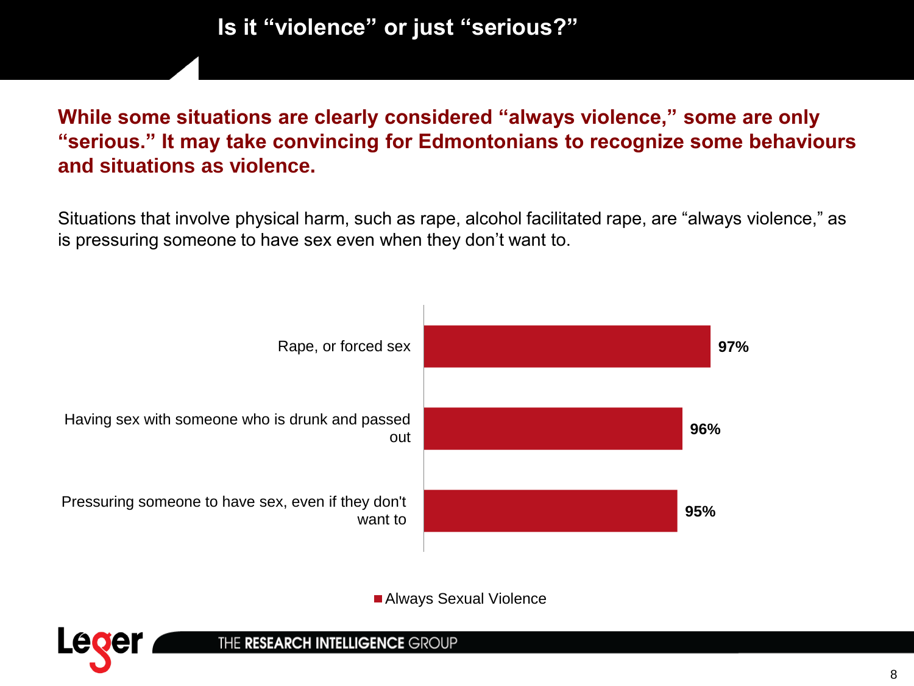# Is it "violence" or just "serious?"

**While some situations are clearly considered "always violence," some are only "serious." It may take convincing for Edmontonians to recognize some behaviours and situations as violence.**

Situations that involve physical harm, such as rape, alcohol facilitated rape, are "always violence," as is pressuring someone to have sex even when they don't want to.

| | Always Sexual Violence |
|---|---|
| Rape, or forced sex | 97% |
| Having sex with someone who is drunk and passed out | 96% |
| Pressuring someone to have sex, even if they don't want to | 95% |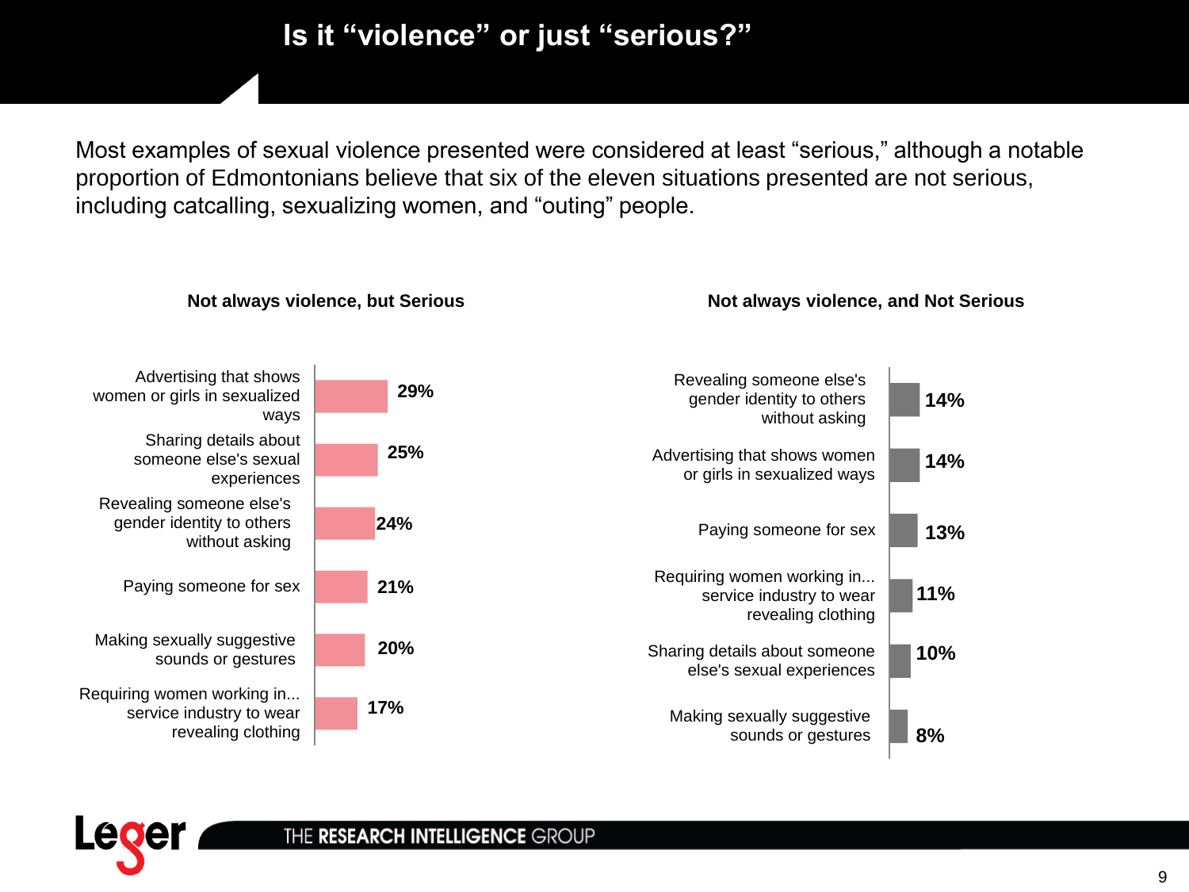# Is it "violence" or just "serious?"

Most examples of sexual violence presented were considered at least "serious," although a notable proportion of Edmontonians believe that six of the eleven situations presented are not serious, including catcalling, sexualizing women, and "outing" people.

**Not always violence, but Serious**

| Situation | % |
|---|---|
| Advertising that shows women or girls in sexualized ways | 29% |
| Sharing details about someone else's sexual experiences | 25% |
| Revealing someone else's gender identity to others without asking | 24% |
| Paying someone for sex | 21% |
| Making sexually suggestive sounds or gestures | 20% |
| Requiring women working in... service industry to wear revealing clothing | 17% |

**Not always violence, and Not Serious**

| Situation | % |
|---|---|
| Revealing someone else's gender identity to others without asking | 14% |
| Advertising that shows women or girls in sexualized ways | 14% |
| Paying someone for sex | 13% |
| Requiring women working in... service industry to wear revealing clothing | 11% |
| Sharing details about someone else's sexual experiences | 10% |
| Making sexually suggestive sounds or gestures | 8% |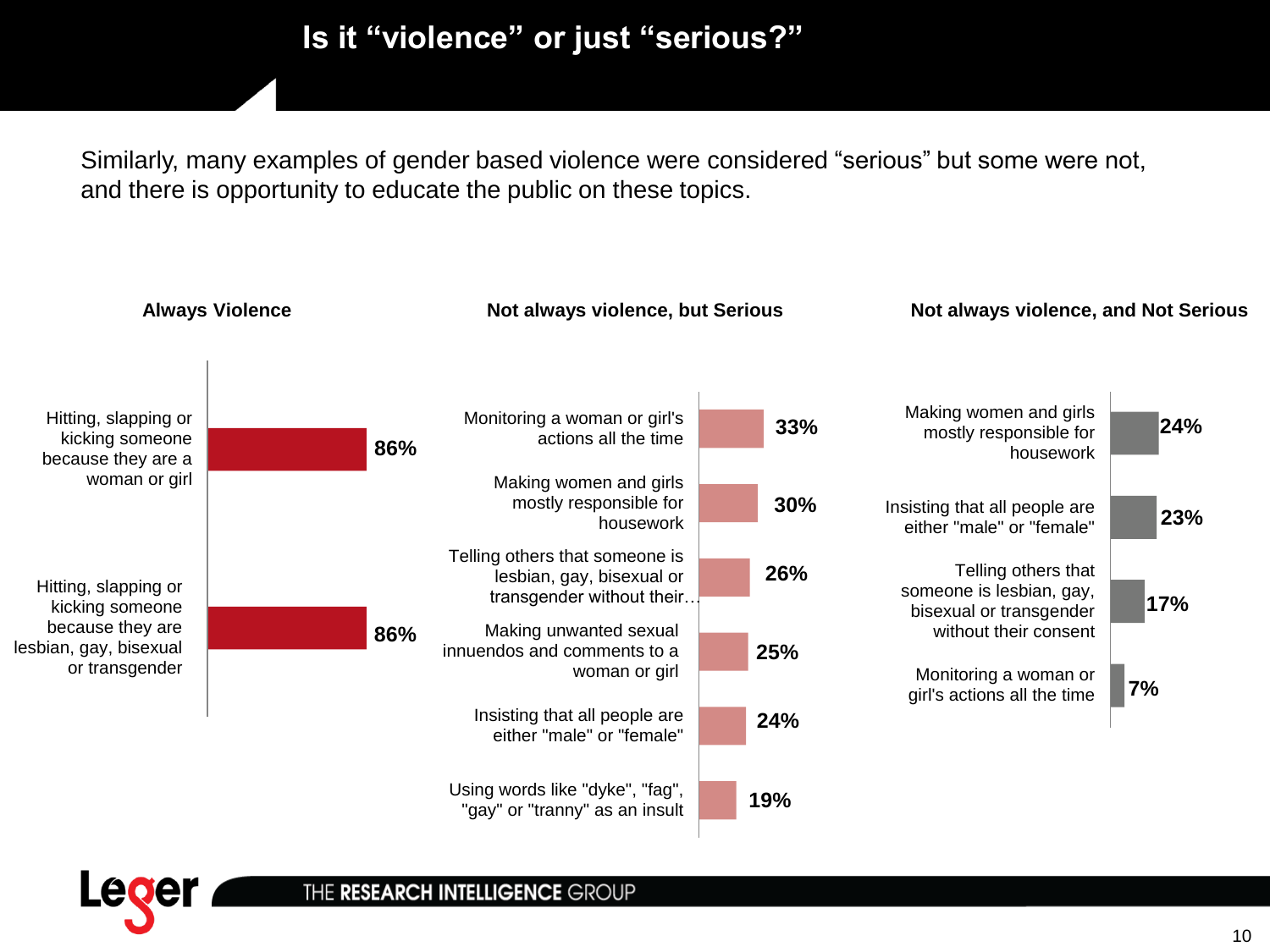# Is it "violence" or just "serious?"

Similarly, many examples of gender based violence were considered "serious" but some were not, and there is opportunity to educate the public on these topics.

### Always Violence

| Item | % |
|---|---|
| Hitting, slapping or kicking someone because they are a woman or girl | 86% |
| Hitting, slapping or kicking someone because they are lesbian, gay, bisexual or transgender | 86% |

### Not always violence, but Serious

| Item | % |
|---|---|
| Monitoring a woman or girl's actions all the time | 33% |
| Making women and girls mostly responsible for housework | 30% |
| Telling others that someone is lesbian, gay, bisexual or transgender without their… | 26% |
| Making unwanted sexual innuendos and comments to a woman or girl | 25% |
| Insisting that all people are either "male" or "female" | 24% |
| Using words like "dyke", "fag", "gay" or "tranny" as an insult | 19% |

### Not always violence, and Not Serious

| Item | % |
|---|---|
| Making women and girls mostly responsible for housework | 24% |
| Insisting that all people are either "male" or "female" | 23% |
| Telling others that someone is lesbian, gay, bisexual or transgender without their consent | 17% |
| Monitoring a woman or girl's actions all the time | 7% |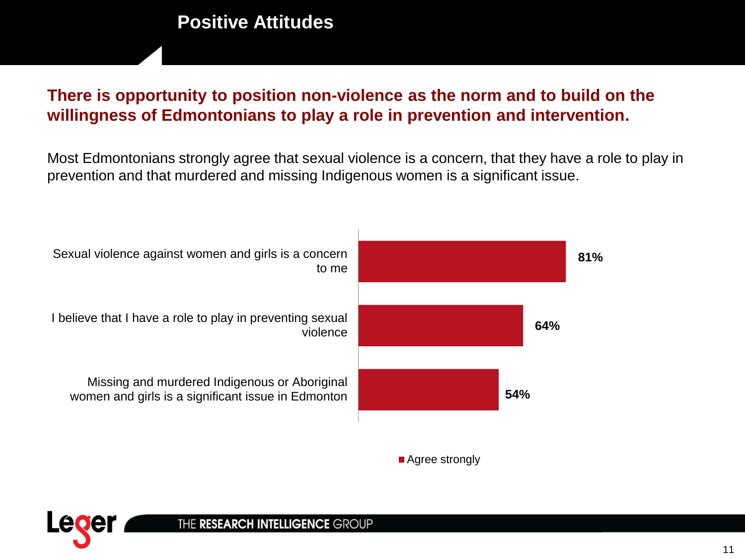# Positive Attitudes

## There is opportunity to position non-violence as the norm and to build on the willingness of Edmontonians to play a role in prevention and intervention.

Most Edmontonians strongly agree that sexual violence is a concern, that they have a role to play in prevention and that murdered and missing Indigenous women is a significant issue.

| Statement | Agree strongly |
| --- | --- |
| Sexual violence against women and girls is a concern to me | 81% |
| I believe that I have a role to play in preventing sexual violence | 64% |
| Missing and murdered Indigenous or Aboriginal women and girls is a significant issue in Edmonton | 54% |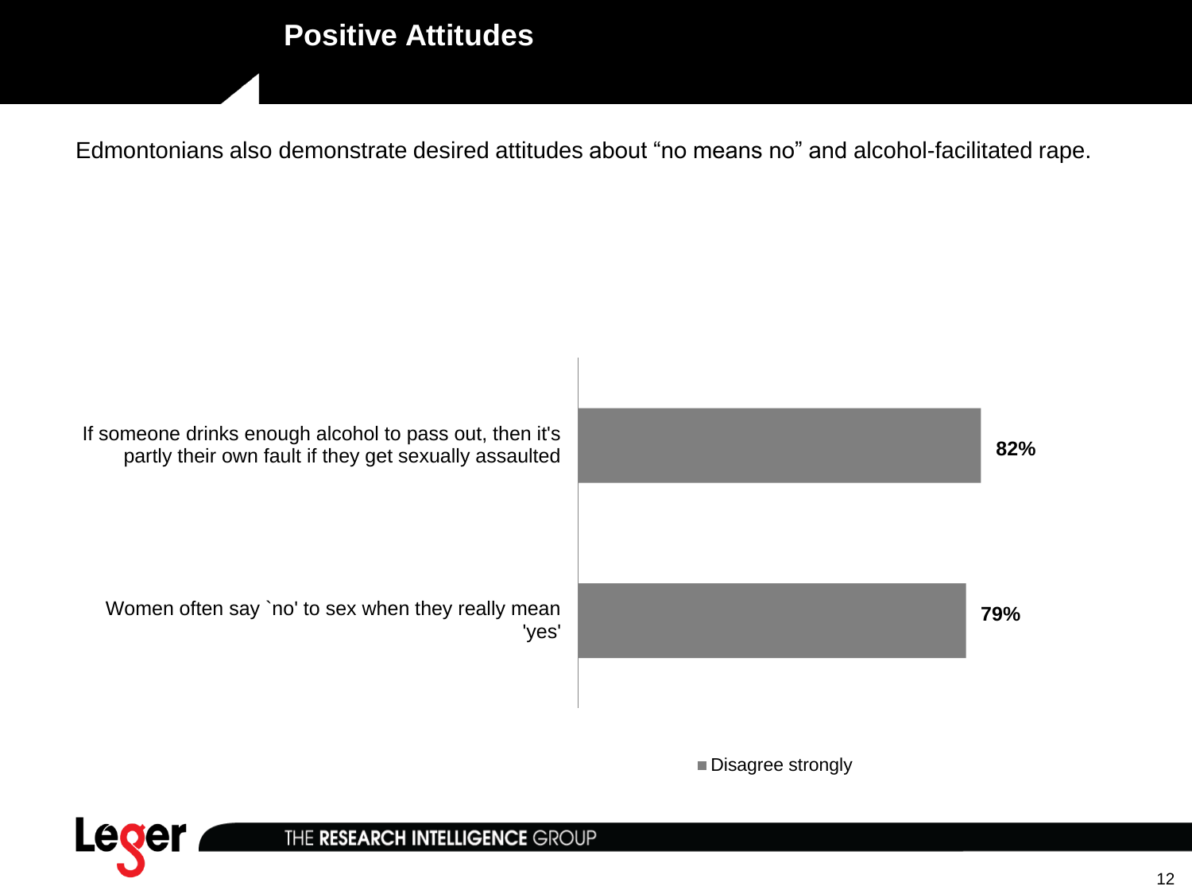# Positive Attitudes

Edmontonians also demonstrate desired attitudes about “no means no” and alcohol-facilitated rape.

| Statement | Disagree strongly |
| --- | --- |
| If someone drinks enough alcohol to pass out, then it's partly their own fault if they get sexually assaulted | 82% |
| Women often say `no' to sex when they really mean 'yes' | 79% |

THE RESEARCH INTELLIGENCE GROUP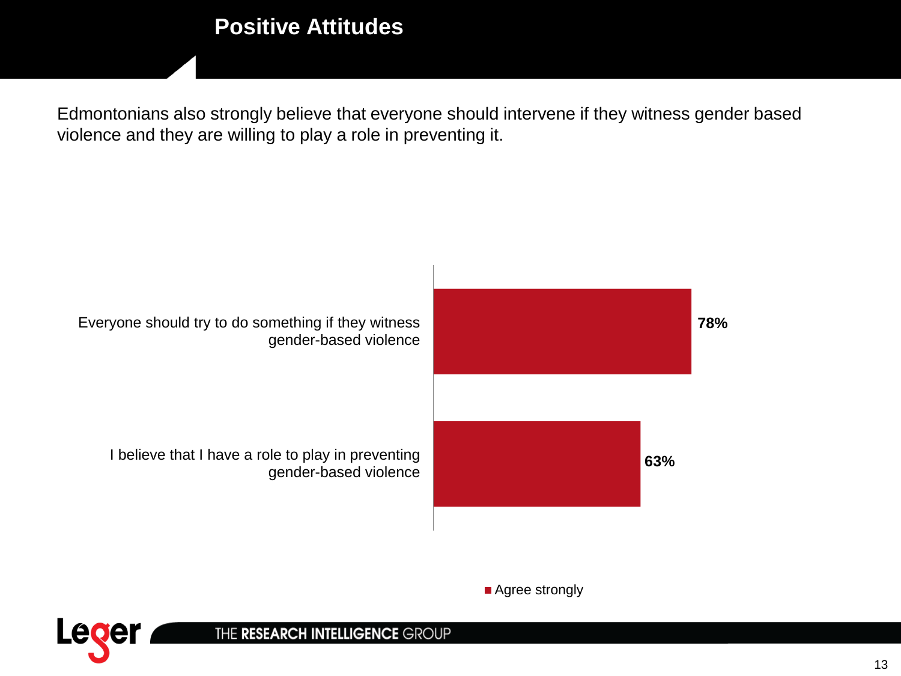# Positive Attitudes

Edmontonians also strongly believe that everyone should intervene if they witness gender based violence and they are willing to play a role in preventing it.

| Statement | Agree strongly |
|---|---|
| Everyone should try to do something if they witness gender-based violence | 78% |
| I believe that I have a role to play in preventing gender-based violence | 63% |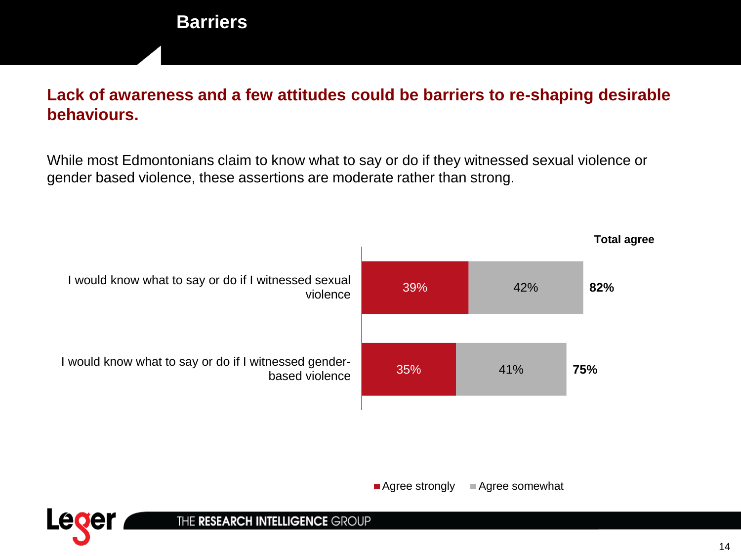# Barriers

## Lack of awareness and a few attitudes could be barriers to re-shaping desirable behaviours.

While most Edmontonians claim to know what to say or do if they witnessed sexual violence or gender based violence, these assertions are moderate rather than strong.

| | Agree strongly | Agree somewhat | Total agree |
|---|---|---|---|
| I would know what to say or do if I witnessed sexual violence | 39% | 42% | **82%** |
| I would know what to say or do if I witnessed gender-based violence | 35% | 41% | **75%** |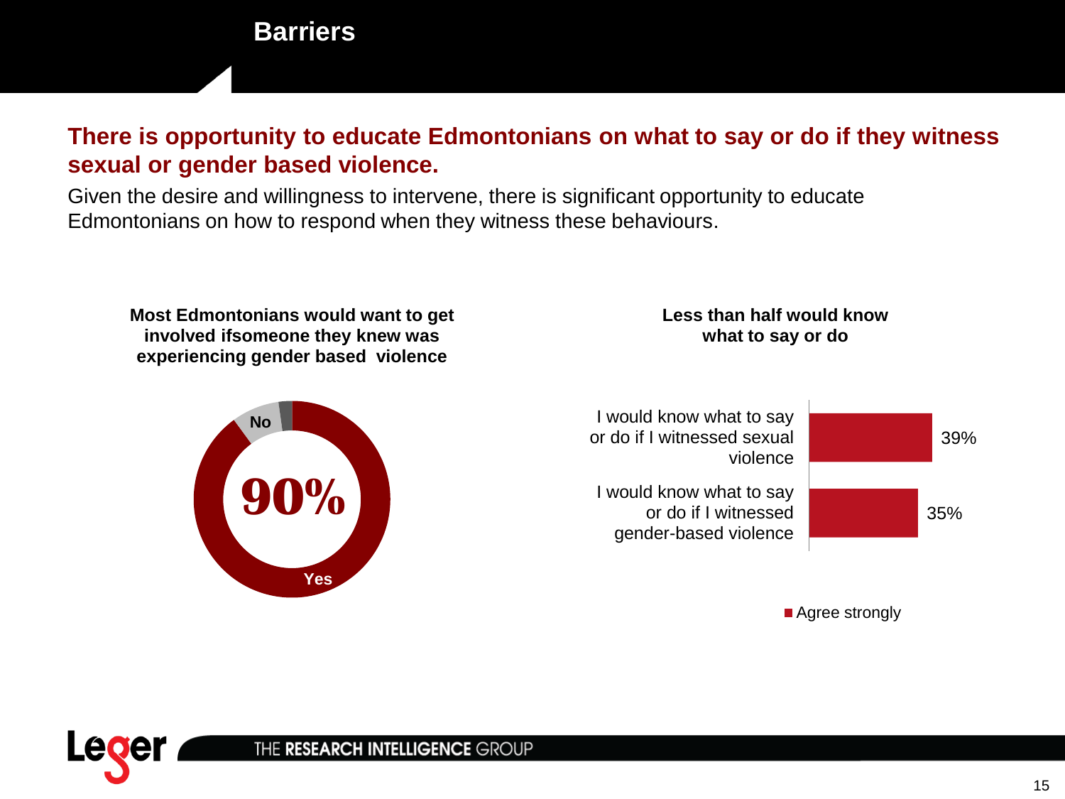# Barriers

## There is opportunity to educate Edmontonians on what to say or do if they witness sexual or gender based violence.

Given the desire and willingness to intervene, there is significant opportunity to educate Edmontonians on how to respond when they witness these behaviours.

**Most Edmontonians would want to get involved ifsomeone they knew was experiencing gender based violence**

No

90%

Yes

**Less than half would know what to say or do**

| | Agree strongly |
|---|---|
| I would know what to say or do if I witnessed sexual violence | 39% |
| I would know what to say or do if I witnessed gender-based violence | 35% |

■ Agree strongly

Leger THE RESEARCH INTELLIGENCE GROUP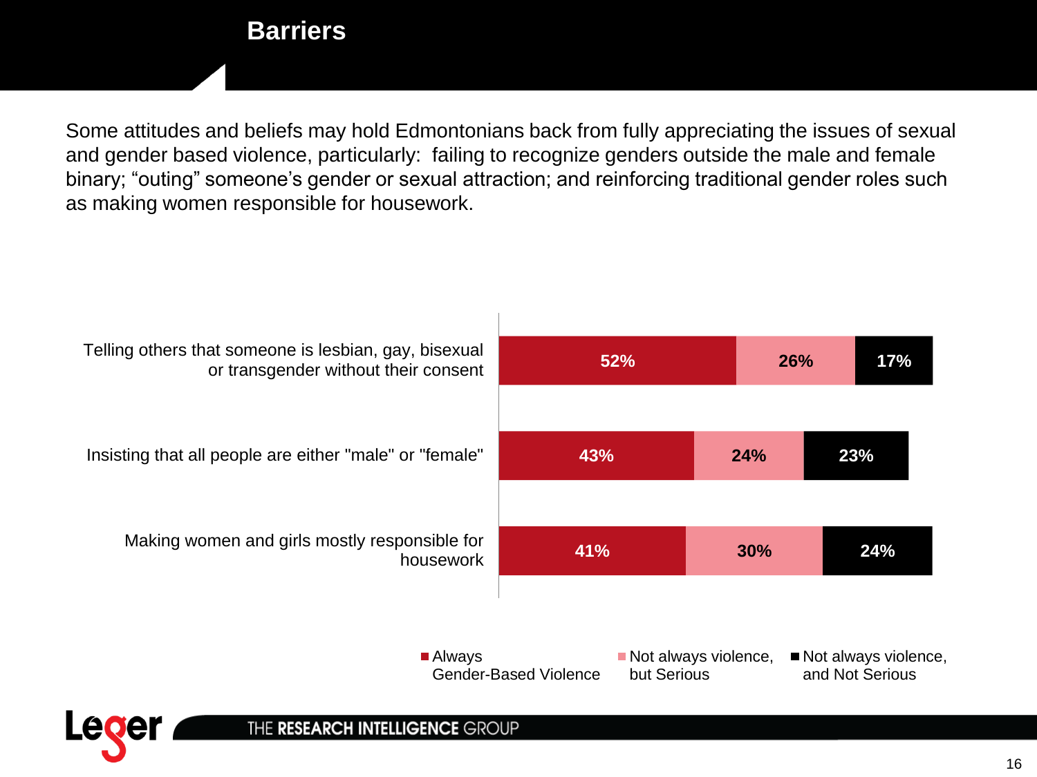# Barriers

Some attitudes and beliefs may hold Edmontonians back from fully appreciating the issues of sexual and gender based violence, particularly: failing to recognize genders outside the male and female binary; "outing" someone's gender or sexual attraction; and reinforcing traditional gender roles such as making women responsible for housework.

| | Always Gender-Based Violence | Not always violence, but Serious | Not always violence, and Not Serious |
|---|---|---|---|
| Telling others that someone is lesbian, gay, bisexual or transgender without their consent | 52% | 26% | 17% |
| Insisting that all people are either "male" or "female" | 43% | 24% | 23% |
| Making women and girls mostly responsible for housework | 41% | 30% | 24% |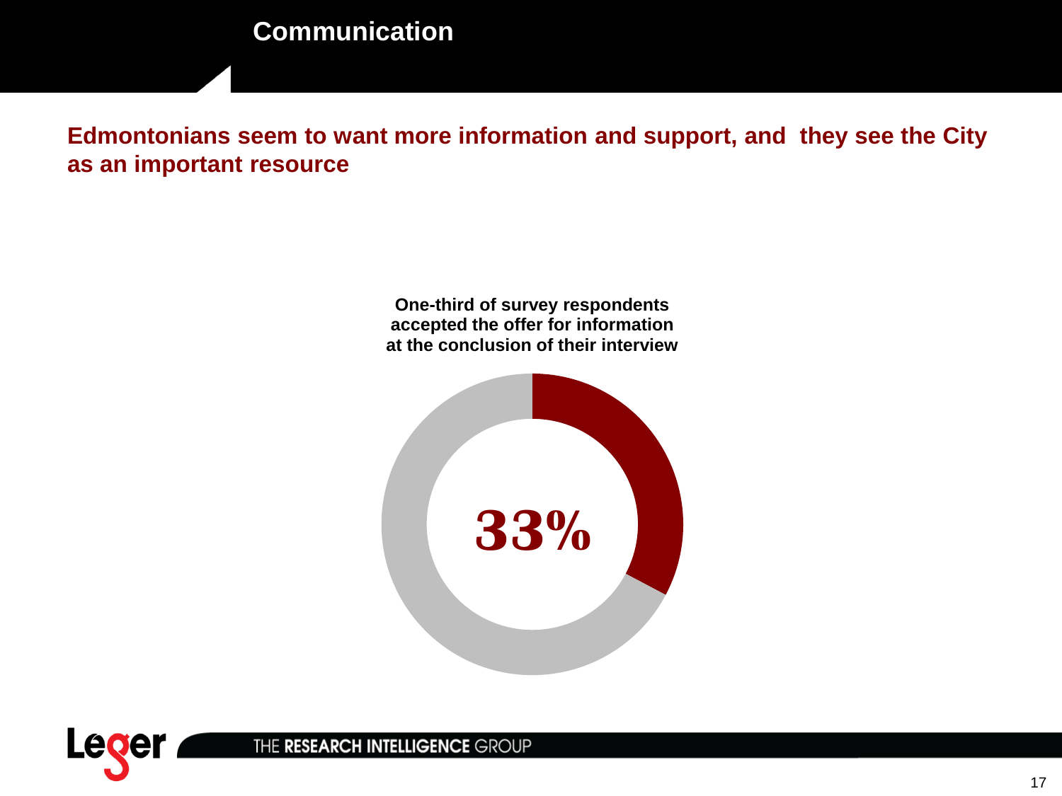# Communication

## Edmontonians seem to want more information and support, and they see the City as an important resource

**One-third of survey respondents accepted the offer for information at the conclusion of their interview**

**33%**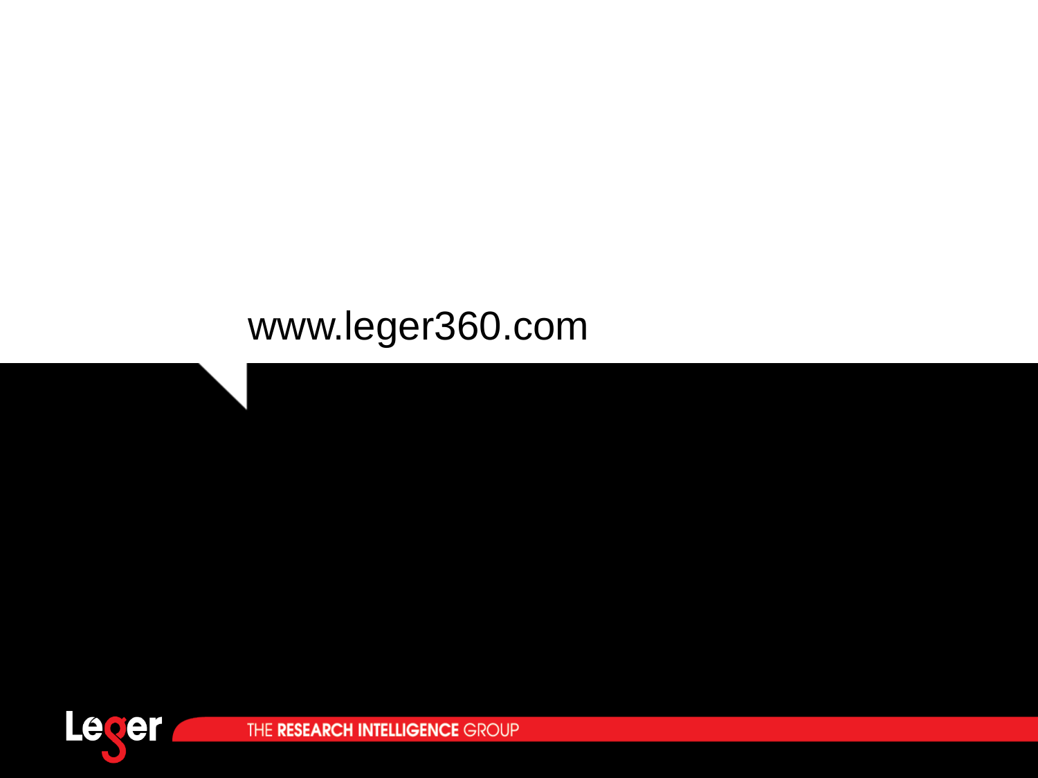www.leger360.com

Leger THE RESEARCH INTELLIGENCE GROUP